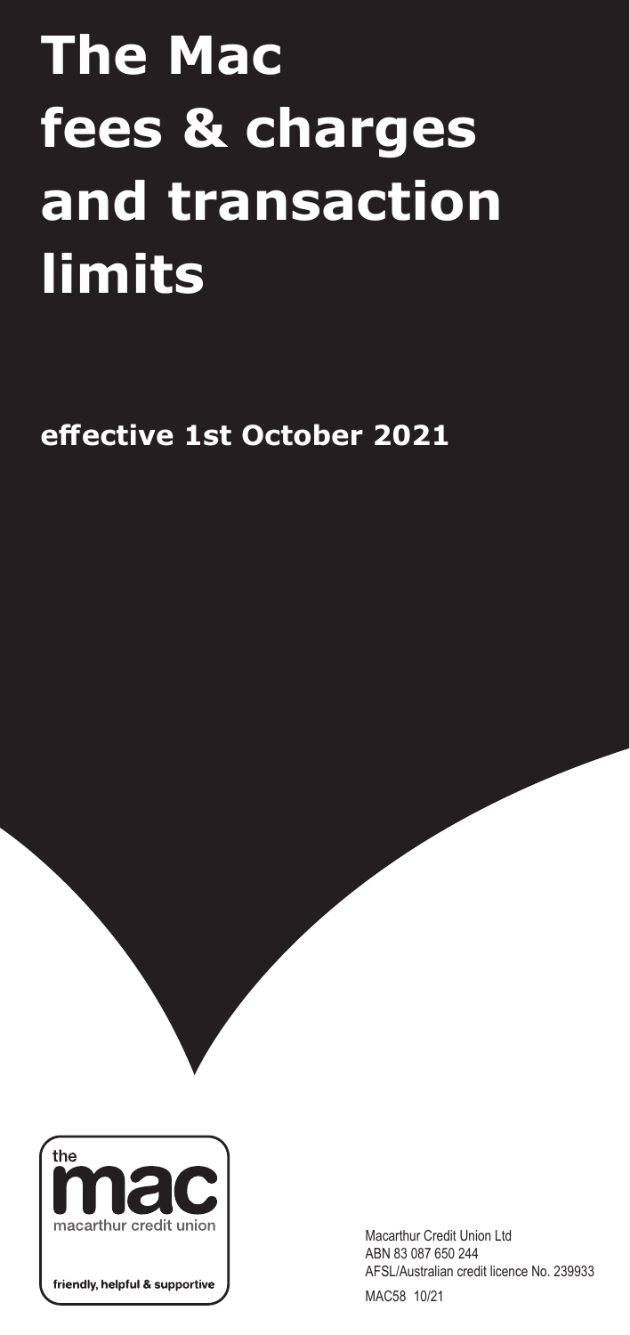# The Mac fees & charges and transaction limits

**effective 1st October 2021**

the mac
macarthur credit union

friendly, helpful & supportive

Macarthur Credit Union Ltd
ABN 83 087 650 244
AFSL/Australian credit licence No. 239933

MAC58 10/21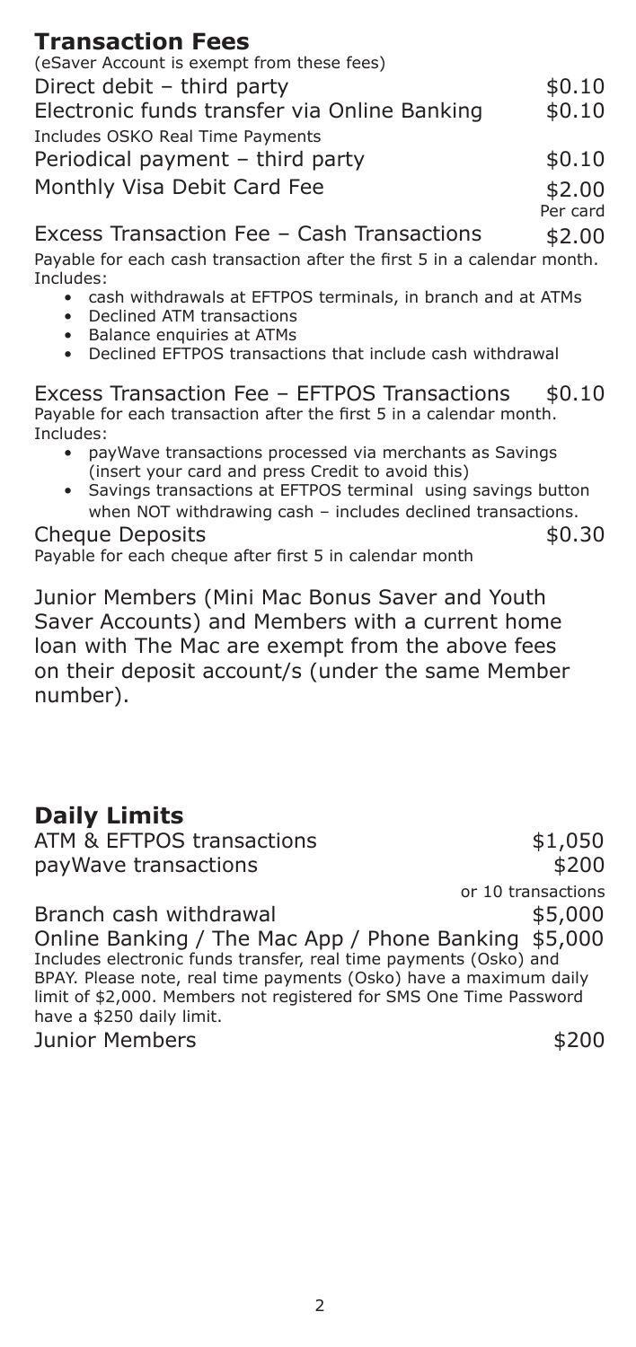## Transaction Fees

(eSaver Account is exempt from these fees)

| | |
|---|---|
| Direct debit – third party | $0.10 |
| Electronic funds transfer via Online Banking<br>Includes OSKO Real Time Payments | $0.10 |
| Periodical payment – third party | $0.10 |
| Monthly Visa Debit Card Fee | $2.00 Per card |

Excess Transaction Fee – Cash Transactions $2.00

Payable for each cash transaction after the first 5 in a calendar month. Includes:

- cash withdrawals at EFTPOS terminals, in branch and at ATMs
- Declined ATM transactions
- Balance enquiries at ATMs
- Declined EFTPOS transactions that include cash withdrawal

Excess Transaction Fee – EFTPOS Transactions $0.10

Payable for each transaction after the first 5 in a calendar month. Includes:

- payWave transactions processed via merchants as Savings (insert your card and press Credit to avoid this)
- Savings transactions at EFTPOS terminal using savings button when NOT withdrawing cash – includes declined transactions.

Cheque Deposits $0.30

Payable for each cheque after first 5 in calendar month

Junior Members (Mini Mac Bonus Saver and Youth Saver Accounts) and Members with a current home loan with The Mac are exempt from the above fees on their deposit account/s (under the same Member number).

## Daily Limits

| | |
|---|---|
| ATM & EFTPOS transactions | $1,050 |
| payWave transactions | $200 or 10 transactions |
| Branch cash withdrawal | $5,000 |
| Online Banking / The Mac App / Phone Banking | $5,000 |

Includes electronic funds transfer, real time payments (Osko) and BPAY. Please note, real time payments (Osko) have a maximum daily limit of $2,000. Members not registered for SMS One Time Password have a $250 daily limit.

| | |
|---|---|
| Junior Members | $200 |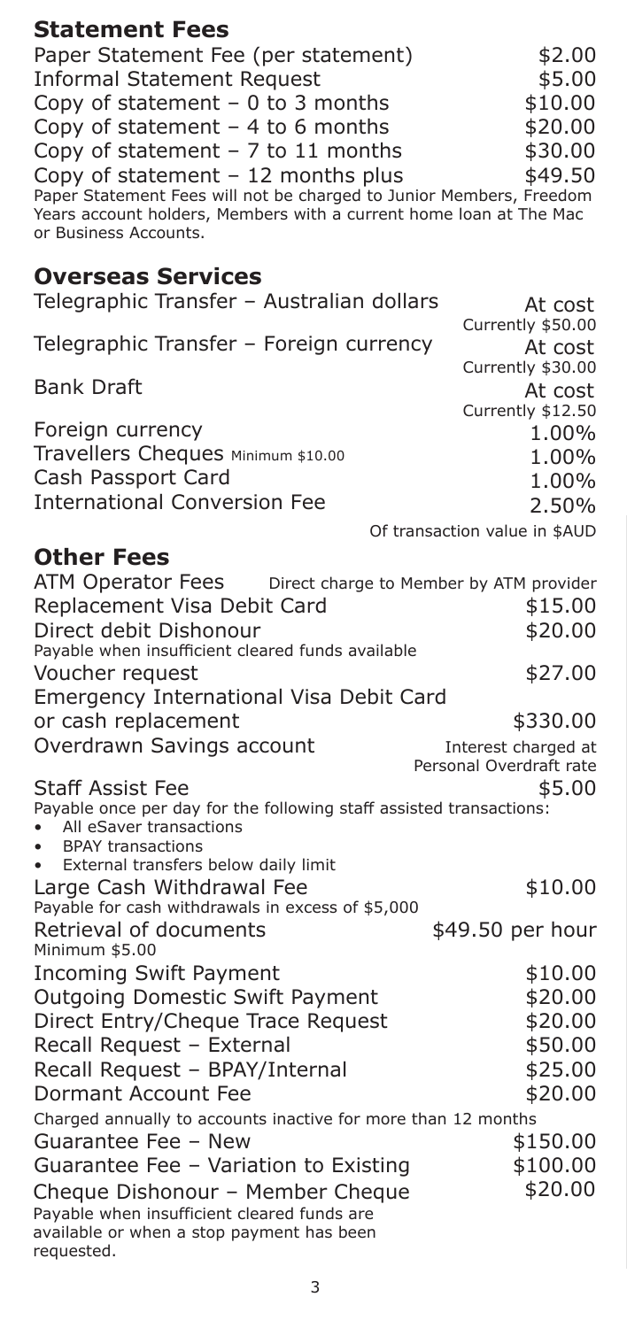## Statement Fees

| | |
|---|---|
| Paper Statement Fee (per statement) | $2.00 |
| Informal Statement Request | $5.00 |
| Copy of statement – 0 to 3 months | $10.00 |
| Copy of statement – 4 to 6 months | $20.00 |
| Copy of statement – 7 to 11 months | $30.00 |
| Copy of statement – 12 months plus | $49.50 |

Paper Statement Fees will not be charged to Junior Members, Freedom Years account holders, Members with a current home loan at The Mac or Business Accounts.

## Overseas Services

| | |
|---|---|
| Telegraphic Transfer – Australian dollars | At cost<br>Currently $50.00 |
| Telegraphic Transfer – Foreign currency | At cost<br>Currently $30.00 |
| Bank Draft | At cost<br>Currently $12.50 |
| Foreign currency | 1.00% |
| Travellers Cheques Minimum $10.00 | 1.00% |
| Cash Passport Card | 1.00% |
| International Conversion Fee | 2.50% |

Of transaction value in $AUD

## Other Fees

| | |
|---|---|
| ATM Operator Fees | Direct charge to Member by ATM provider |
| Replacement Visa Debit Card | $15.00 |
| Direct debit Dishonour<br>Payable when insufficient cleared funds available | $20.00 |
| Voucher request | $27.00 |
| Emergency International Visa Debit Card or cash replacement | $330.00 |
| Overdrawn Savings account | Interest charged at Personal Overdraft rate |
| Staff Assist Fee | $5.00 |

Payable once per day for the following staff assisted transactions:

- All eSaver transactions
- BPAY transactions
- External transfers below daily limit

| | |
|---|---|
| Large Cash Withdrawal Fee<br>Payable for cash withdrawals in excess of $5,000 | $10.00 |
| Retrieval of documents<br>Minimum $5.00 | $49.50 per hour |
| Incoming Swift Payment | $10.00 |
| Outgoing Domestic Swift Payment | $20.00 |
| Direct Entry/Cheque Trace Request | $20.00 |
| Recall Request – External | $50.00 |
| Recall Request – BPAY/Internal | $25.00 |
| Dormant Account Fee | $20.00 |

Charged annually to accounts inactive for more than 12 months

| | |
|---|---|
| Guarantee Fee – New | $150.00 |
| Guarantee Fee – Variation to Existing | $100.00 |
| Cheque Dishonour – Member Cheque<br>Payable when insufficient cleared funds are available or when a stop payment has been requested. | $20.00 |